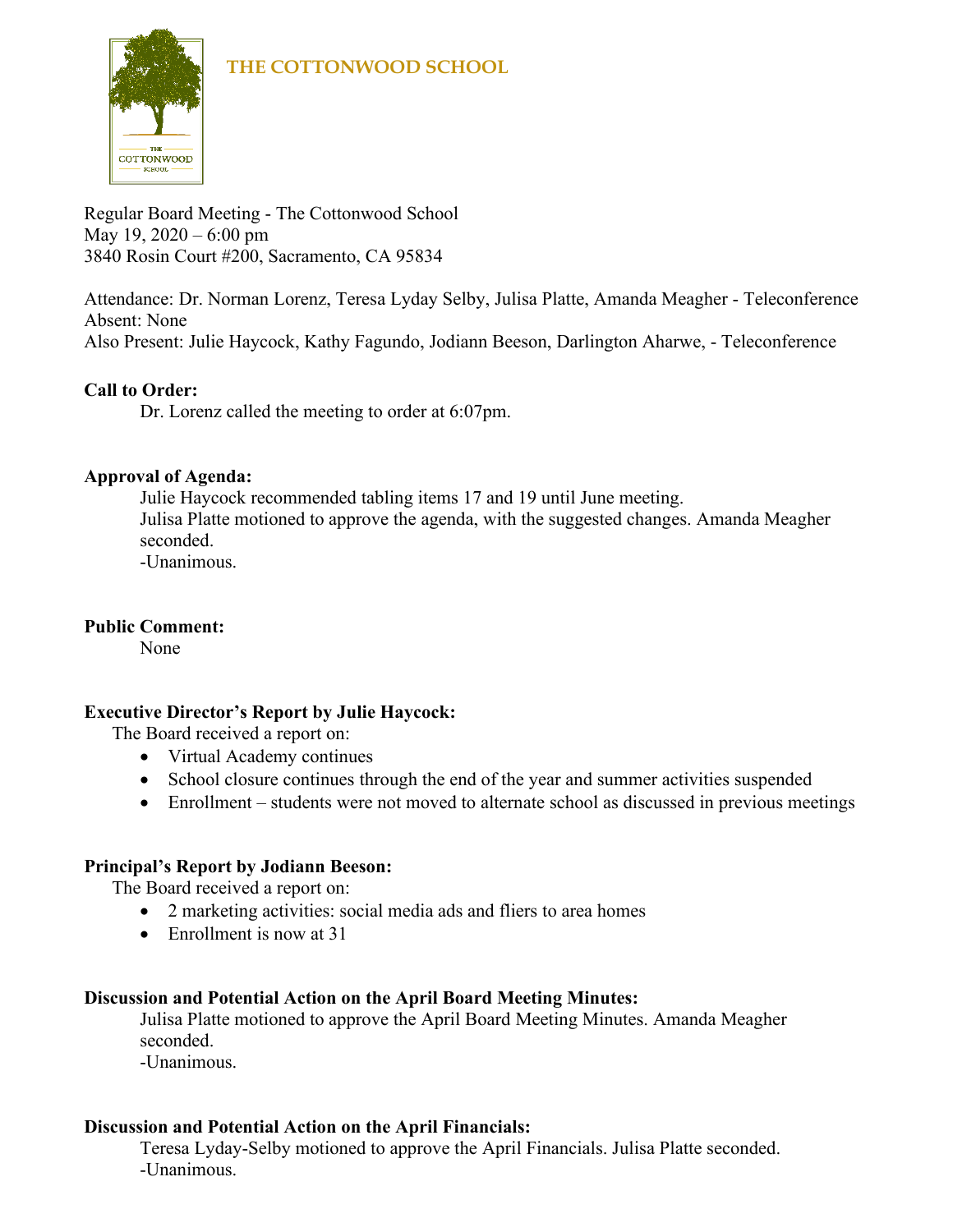# THE COTTONWOOD SCHOOL

Regular Board Meeting - The Cottonwood School
May 19, 2020 – 6:00 pm
3840 Rosin Court #200, Sacramento, CA 95834

Attendance: Dr. Norman Lorenz, Teresa Lyday Selby, Julisa Platte, Amanda Meagher - Teleconference
Absent: None
Also Present: Julie Haycock, Kathy Fagundo, Jodiann Beeson, Darlington Aharwe, - Teleconference

**Call to Order:**

Dr. Lorenz called the meeting to order at 6:07pm.

**Approval of Agenda:**

Julie Haycock recommended tabling items 17 and 19 until June meeting.
Julisa Platte motioned to approve the agenda, with the suggested changes. Amanda Meagher seconded.
-Unanimous.

**Public Comment:**

None

**Executive Director's Report by Julie Haycock:**

The Board received a report on:

- Virtual Academy continues
- School closure continues through the end of the year and summer activities suspended
- Enrollment – students were not moved to alternate school as discussed in previous meetings

**Principal's Report by Jodiann Beeson:**

The Board received a report on:

- 2 marketing activities: social media ads and fliers to area homes
- Enrollment is now at 31

**Discussion and Potential Action on the April Board Meeting Minutes:**

Julisa Platte motioned to approve the April Board Meeting Minutes. Amanda Meagher seconded.
-Unanimous.

**Discussion and Potential Action on the April Financials:**

Teresa Lyday-Selby motioned to approve the April Financials. Julisa Platte seconded.
-Unanimous.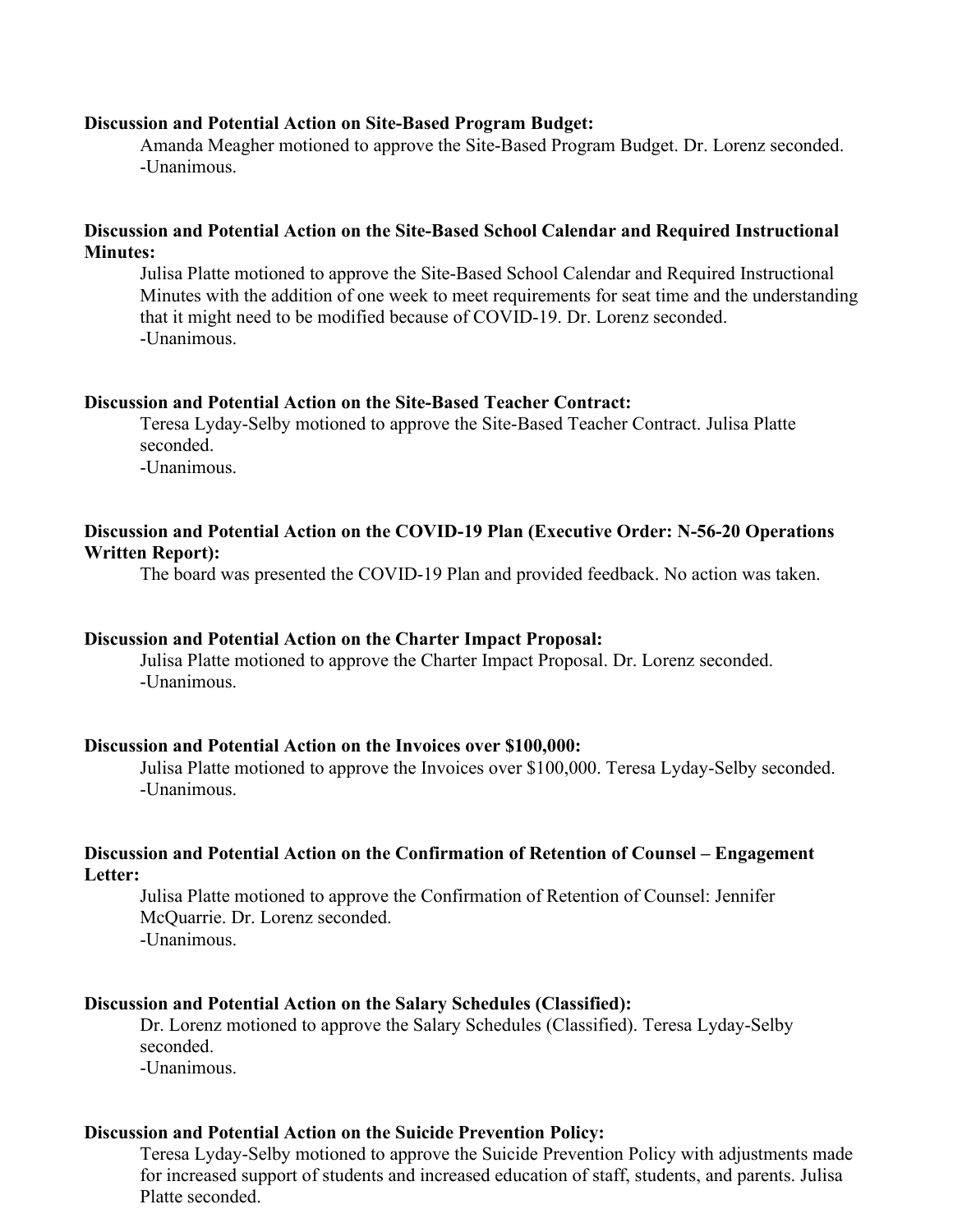**Discussion and Potential Action on Site-Based Program Budget:**

Amanda Meagher motioned to approve the Site-Based Program Budget. Dr. Lorenz seconded.
-Unanimous.

**Discussion and Potential Action on the Site-Based School Calendar and Required Instructional Minutes:**

Julisa Platte motioned to approve the Site-Based School Calendar and Required Instructional Minutes with the addition of one week to meet requirements for seat time and the understanding that it might need to be modified because of COVID-19. Dr. Lorenz seconded.
-Unanimous.

**Discussion and Potential Action on the Site-Based Teacher Contract:**

Teresa Lyday-Selby motioned to approve the Site-Based Teacher Contract. Julisa Platte seconded.
-Unanimous.

**Discussion and Potential Action on the COVID-19 Plan (Executive Order: N-56-20 Operations Written Report):**

The board was presented the COVID-19 Plan and provided feedback. No action was taken.

**Discussion and Potential Action on the Charter Impact Proposal:**

Julisa Platte motioned to approve the Charter Impact Proposal. Dr. Lorenz seconded.
-Unanimous.

**Discussion and Potential Action on the Invoices over $100,000:**

Julisa Platte motioned to approve the Invoices over $100,000. Teresa Lyday-Selby seconded.
-Unanimous.

**Discussion and Potential Action on the Confirmation of Retention of Counsel – Engagement Letter:**

Julisa Platte motioned to approve the Confirmation of Retention of Counsel: Jennifer McQuarrie. Dr. Lorenz seconded.
-Unanimous.

**Discussion and Potential Action on the Salary Schedules (Classified):**

Dr. Lorenz motioned to approve the Salary Schedules (Classified). Teresa Lyday-Selby seconded.
-Unanimous.

**Discussion and Potential Action on the Suicide Prevention Policy:**

Teresa Lyday-Selby motioned to approve the Suicide Prevention Policy with adjustments made for increased support of students and increased education of staff, students, and parents. Julisa Platte seconded.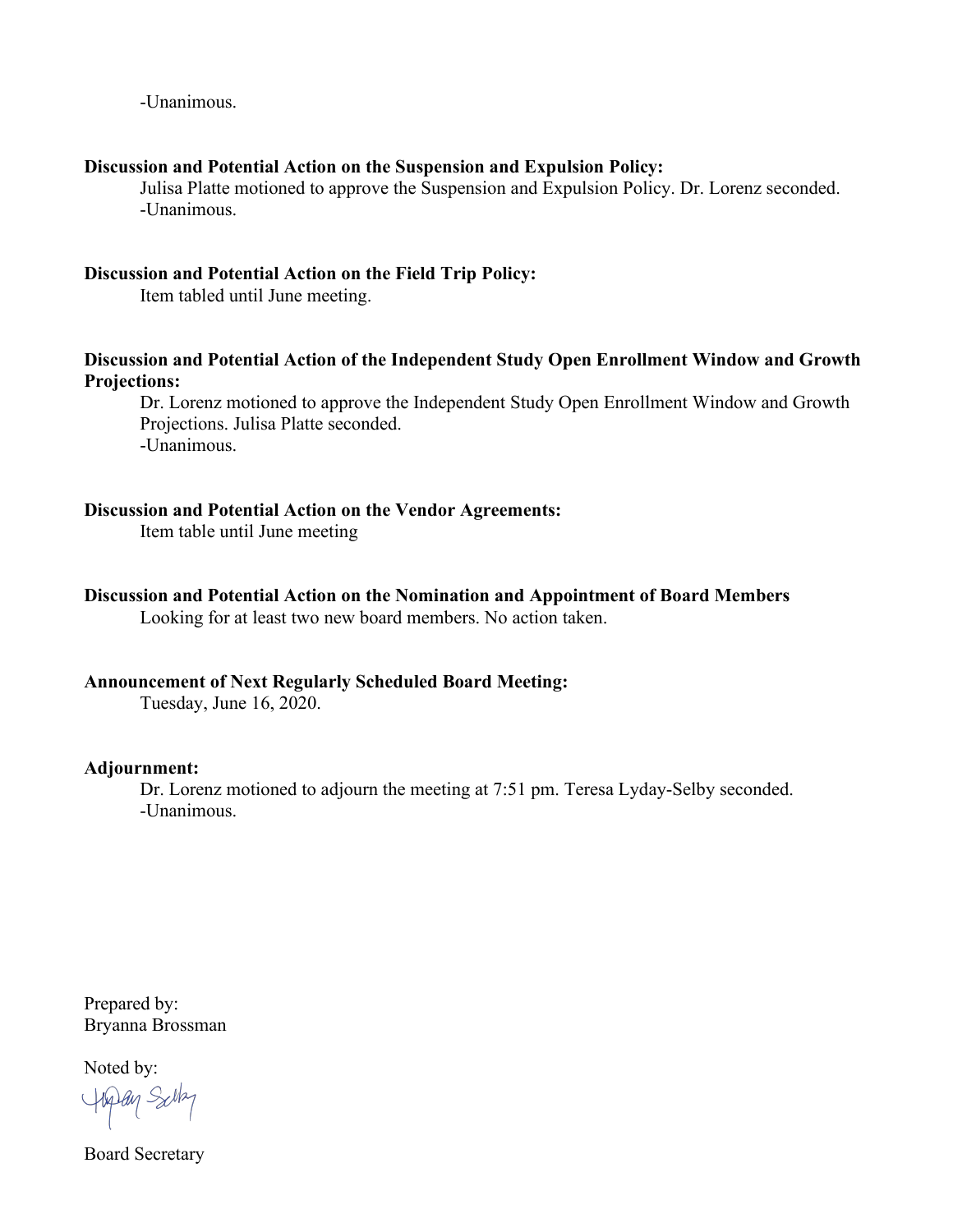-Unanimous.

**Discussion and Potential Action on the Suspension and Expulsion Policy:**

Julisa Platte motioned to approve the Suspension and Expulsion Policy. Dr. Lorenz seconded.
-Unanimous.

**Discussion and Potential Action on the Field Trip Policy:**

Item tabled until June meeting.

**Discussion and Potential Action of the Independent Study Open Enrollment Window and Growth Projections:**

Dr. Lorenz motioned to approve the Independent Study Open Enrollment Window and Growth Projections. Julisa Platte seconded.
-Unanimous.

**Discussion and Potential Action on the Vendor Agreements:**

Item table until June meeting

**Discussion and Potential Action on the Nomination and Appointment of Board Members**

Looking for at least two new board members. No action taken.

**Announcement of Next Regularly Scheduled Board Meeting:**

Tuesday, June 16, 2020.

**Adjournment:**

Dr. Lorenz motioned to adjourn the meeting at 7:51 pm. Teresa Lyday-Selby seconded.
-Unanimous.

Prepared by:
Bryanna Brossman

Noted by:

Board Secretary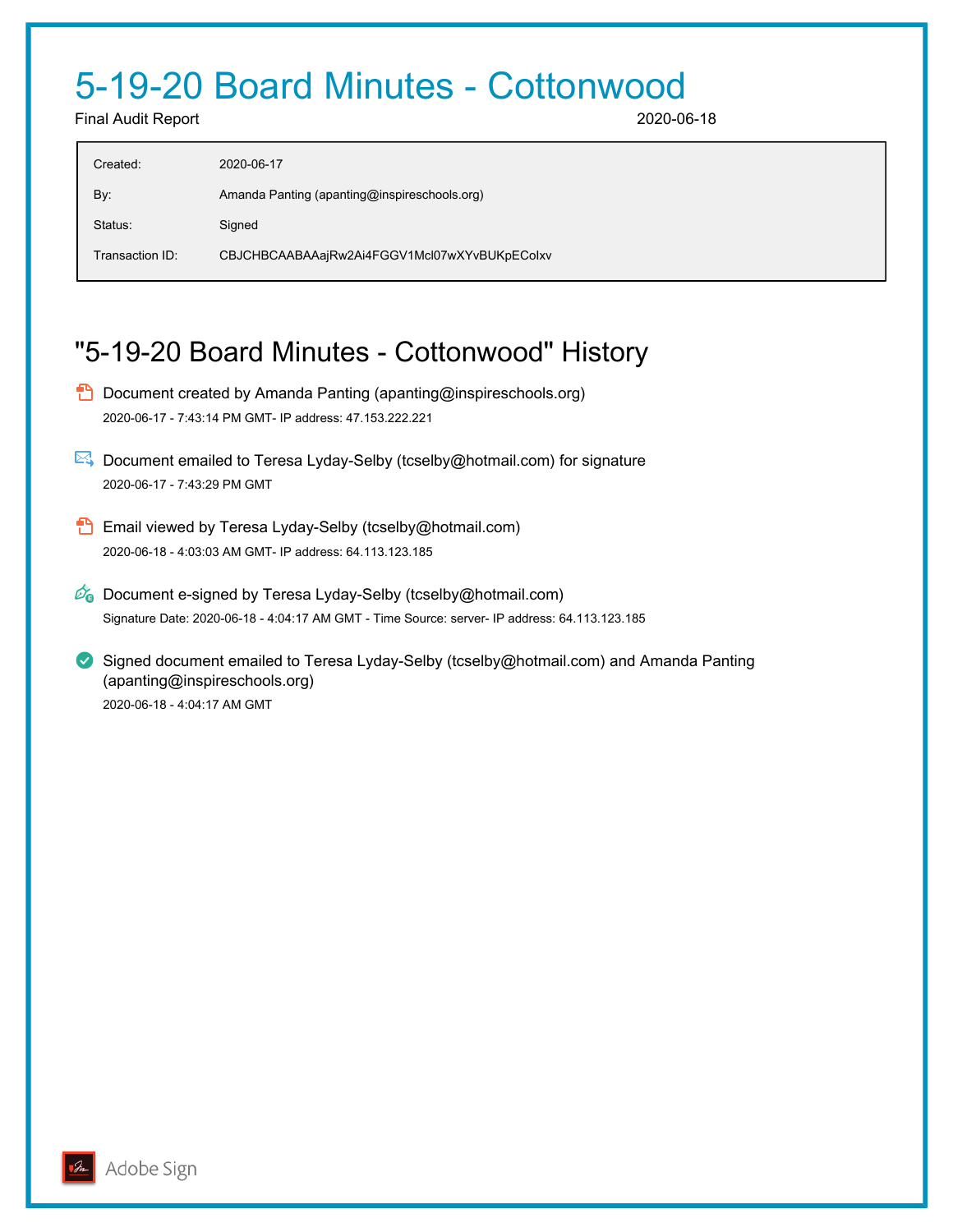# 5-19-20 Board Minutes - Cottonwood

Final Audit Report 2020-06-18

| | |
|---|---|
| Created: | 2020-06-17 |
| By: | Amanda Panting (apanting@inspireschools.org) |
| Status: | Signed |
| Transaction ID: | CBJCHBCAABAAajRw2Ai4FGGV1Mcl07wXYvBUKpECoIxv |

## "5-19-20 Board Minutes - Cottonwood" History

- Document created by Amanda Panting (apanting@inspireschools.org)
  2020-06-17 - 7:43:14 PM GMT- IP address: 47.153.222.221

- Document emailed to Teresa Lyday-Selby (tcselby@hotmail.com) for signature
  2020-06-17 - 7:43:29 PM GMT

- Email viewed by Teresa Lyday-Selby (tcselby@hotmail.com)
  2020-06-18 - 4:03:03 AM GMT- IP address: 64.113.123.185

- Document e-signed by Teresa Lyday-Selby (tcselby@hotmail.com)
  Signature Date: 2020-06-18 - 4:04:17 AM GMT - Time Source: server- IP address: 64.113.123.185

- Signed document emailed to Teresa Lyday-Selby (tcselby@hotmail.com) and Amanda Panting (apanting@inspireschools.org)
  2020-06-18 - 4:04:17 AM GMT

Adobe Sign